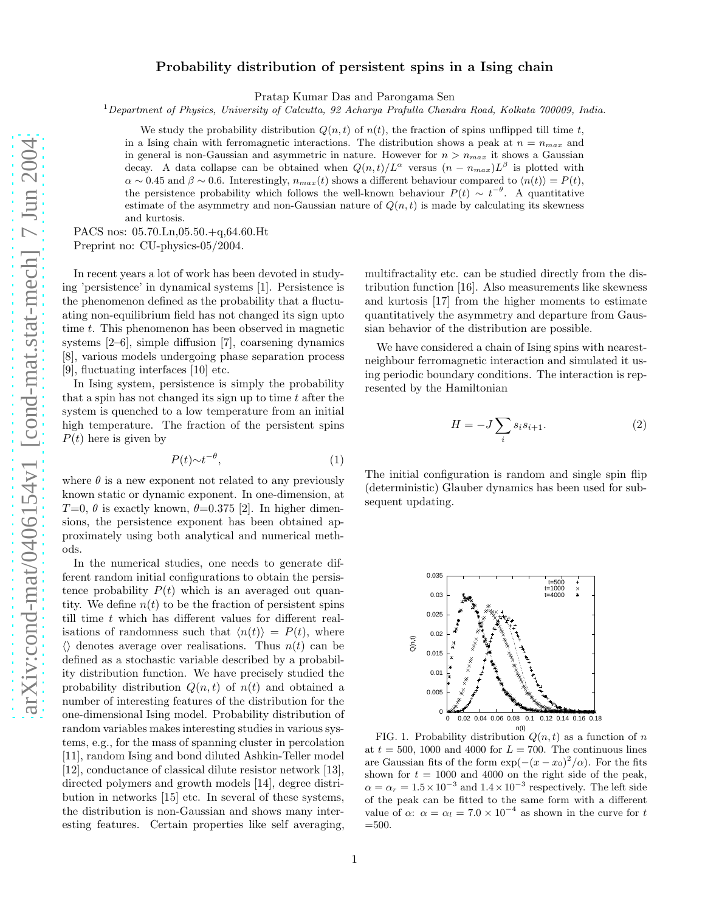# Probability distribution of persistent spins in a Ising chain

Pratap Kumar Das and Parongama Sen

[1] *Department of Physics, University of Calcutta, 92 Acharya Prafulla Chandra Road, Kolkata 700009, India.*

We study the probability distribution $Q(n,t)$ of $n(t)$, the fraction of spins unflipped till time $t$, in a Ising chain with ferromagnetic interactions. The distribution shows a peak at $n = n_{max}$ and in general is non-Gaussian and asymmetric in nature. However for $n > n_{max}$ it shows a Gaussian decay. A data collapse can be obtained when $Q(n,t)/L^{\alpha}$ versus $(n - n_{max})L^{\beta}$ is plotted with $\alpha \sim 0.45$ and $\beta \sim 0.6$. Interestingly, $n_{max}(t)$ shows a different behaviour compared to $\langle n(t) \rangle = P(t)$, the persistence probability which follows the well-known behaviour $P(t) \sim t^{-\theta}$. A quantitative estimate of the asymmetry and non-Gaussian nature of $Q(n,t)$ is made by calculating its skewness and kurtosis.

PACS nos: 05.70.Ln,05.50.+q,64.60.Ht
Preprint no: CU-physics-05/2004.

In recent years a lot of work has been devoted in studying 'persistence' in dynamical systems [1]. Persistence is the phenomenon defined as the probability that a fluctuating non-equilibrium field has not changed its sign upto time $t$. This phenomenon has been observed in magnetic systems [2–6], simple diffusion [7], coarsening dynamics [8], various models undergoing phase separation process [9], fluctuating interfaces [10] etc.

In Ising system, persistence is simply the probability that a spin has not changed its sign up to time $t$ after the system is quenched to a low temperature from an initial high temperature. The fraction of the persistent spins $P(t)$ here is given by

$$P(t) \sim t^{-\theta}, \tag{1}$$

where $\theta$ is a new exponent not related to any previously known static or dynamic exponent. In one-dimension, at $T$=0, $\theta$ is exactly known, $\theta$=0.375 [2]. In higher dimensions, the persistence exponent has been obtained approximately using both analytical and numerical methods.

In the numerical studies, one needs to generate different random initial configurations to obtain the persistence probability $P(t)$ which is an averaged out quantity. We define $n(t)$ to be the fraction of persistent spins till time $t$ which has different values for different realisations of randomness such that $\langle n(t) \rangle = P(t)$, where $\langle \rangle$ denotes average over realisations. Thus $n(t)$ can be defined as a stochastic variable described by a probability distribution function. We have precisely studied the probability distribution $Q(n,t)$ of $n(t)$ and obtained a number of interesting features of the distribution for the one-dimensional Ising model. Probability distribution of random variables makes interesting studies in various systems, e.g., for the mass of spanning cluster in percolation [11], random Ising and bond diluted Ashkin-Teller model [12], conductance of classical dilute resistor network [13], directed polymers and growth models [14], degree distribution in networks [15] etc. In several of these systems, the distribution is non-Gaussian and shows many interesting features. Certain properties like self averaging, multifractality etc. can be studied directly from the distribution function [16]. Also measurements like skewness and kurtosis [17] from the higher moments to estimate quantitatively the asymmetry and departure from Gaussian behavior of the distribution are possible.

We have considered a chain of Ising spins with nearest-neighbour ferromagnetic interaction and simulated it using periodic boundary conditions. The interaction is represented by the Hamiltonian

$$H = -J \sum_i s_i s_{i+1}. \tag{2}$$

The initial configuration is random and single spin flip (deterministic) Glauber dynamics has been used for subsequent updating.

FIG. 1. Probability distribution $Q(n,t)$ as a function of $n$ at $t$ = 500, 1000 and 4000 for $L$ = 700. The continuous lines are Gaussian fits of the form $\exp(-(x - x_0)^2/\alpha)$. For the fits shown for $t$ = 1000 and 4000 on the right side of the peak, $\alpha = \alpha_r = 1.5 \times 10^{-3}$ and $1.4 \times 10^{-3}$ respectively. The left side of the peak can be fitted to the same form with a different value of $\alpha$: $\alpha = \alpha_l = 7.0 \times 10^{-4}$ as shown in the curve for $t$ =500.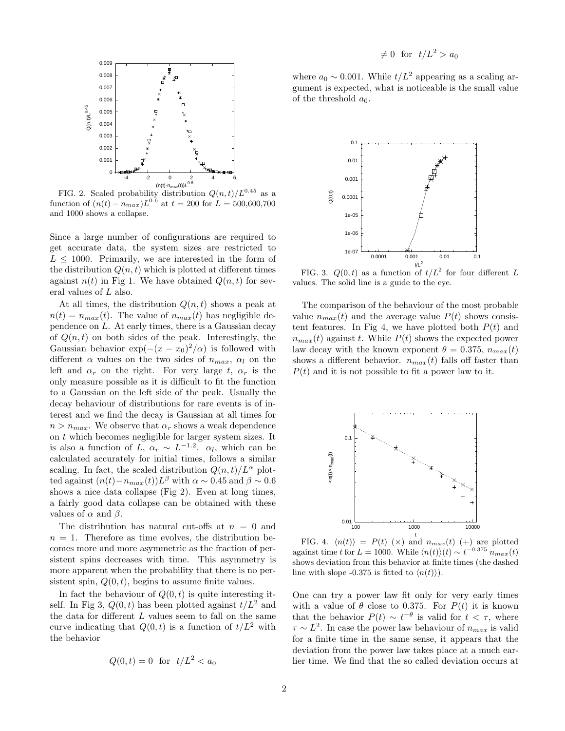FIG. 2. Scaled probability distribution $Q(n,t)/L^{0.45}$ as a function of $(n(t) - n_{max})L^{0.6}$ at $t = 200$ for $L = 500,600,700$ and 1000 shows a collapse.

Since a large number of configurations are required to get accurate data, the system sizes are restricted to $L \leq 1000$. Primarily, we are interested in the form of the distribution $Q(n,t)$ which is plotted at different times against $n(t)$ in Fig 1. We have obtained $Q(n,t)$ for several values of $L$ also.

At all times, the distribution $Q(n,t)$ shows a peak at $n(t) = n_{max}(t)$. The value of $n_{max}(t)$ has negligible dependence on $L$. At early times, there is a Gaussian decay of $Q(n,t)$ on both sides of the peak. Interestingly, the Gaussian behavior $\exp(-(x-x_0)^2/\alpha)$ is followed with different $\alpha$ values on the two sides of $n_{max}$, $\alpha_l$ on the left and $\alpha_r$ on the right. For very large $t$, $\alpha_r$ is the only measure possible as it is difficult to fit the function to a Gaussian on the left side of the peak. Usually the decay behaviour of distributions for rare events is of interest and we find the decay is Gaussian at all times for $n > n_{max}$. We observe that $\alpha_r$ shows a weak dependence on $t$ which becomes negligible for larger system sizes. It is also a function of $L$, $\alpha_r \sim L^{-1.2}$. $\alpha_l$, which can be calculated accurately for initial times, follows a similar scaling. In fact, the scaled distribution $Q(n,t)/L^{\alpha}$ plotted against $(n(t)-n_{max}(t))L^{\beta}$ with $\alpha \sim 0.45$ and $\beta \sim 0.6$ shows a nice data collapse (Fig 2). Even at long times, a fairly good data collapse can be obtained with these values of $\alpha$ and $\beta$.

The distribution has natural cut-offs at $n = 0$ and $n = 1$. Therefore as time evolves, the distribution becomes more and more asymmetric as the fraction of persistent spins decreases with time. This asymmetry is more apparent when the probability that there is no persistent spin, $Q(0,t)$, begins to assume finite values.

In fact the behaviour of $Q(0,t)$ is quite interesting itself. In Fig 3, $Q(0,t)$ has been plotted against $t/L^2$ and the data for different $L$ values seem to fall on the same curve indicating that $Q(0,t)$ is a function of $t/L^2$ with the behavior

$$Q(0,t) = 0 \quad \text{for} \quad t/L^2 < a_0$$

$$\neq 0 \quad \text{for} \quad t/L^2 > a_0$$

where $a_0 \sim 0.001$. While $t/L^2$ appearing as a scaling argument is expected, what is noticeable is the small value of the threshold $a_0$.

FIG. 3. $Q(0,t)$ as a function of $t/L^2$ for four different $L$ values. The solid line is a guide to the eye.

The comparison of the behaviour of the most probable value $n_{max}(t)$ and the average value $P(t)$ shows consistent features. In Fig 4, we have plotted both $P(t)$ and $n_{max}(t)$ against $t$. While $P(t)$ shows the expected power law decay with the known exponent $\theta = 0.375$, $n_{max}(t)$ shows a different behavior. $n_{max}(t)$ falls off faster than $P(t)$ and it is not possible to fit a power law to it.

FIG. 4. $\langle n(t)\rangle = P(t)$ ($\times$) and $n_{max}(t)$ (+) are plotted against time $t$ for $L = 1000$. While $\langle n(t)\rangle(t) \sim t^{-0.375}$ $n_{max}(t)$ shows deviation from this behavior at finite times (the dashed line with slope -0.375 is fitted to $\langle n(t)\rangle$).

One can try a power law fit only for very early times with a value of $\theta$ close to 0.375. For $P(t)$ it is known that the behavior $P(t) \sim t^{-\theta}$ is valid for $t < \tau$, where $\tau \sim L^2$. In case the power law behaviour of $n_{max}$ is valid for a finite time in the same sense, it appears that the deviation from the power law takes place at a much earlier time. We find that the so called deviation occurs at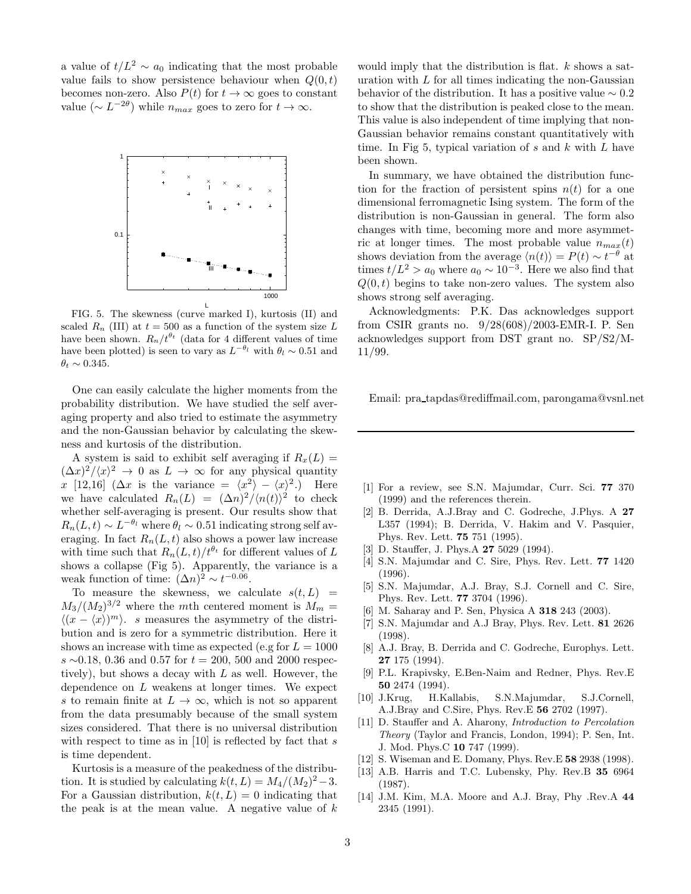a value of $t/L^2 \sim a_0$ indicating that the most probable value fails to show persistence behaviour when $Q(0,t)$ becomes non-zero. Also $P(t)$ for $t \to \infty$ goes to constant value ($\sim L^{-2\theta}$) while $n_{max}$ goes to zero for $t \to \infty$.

FIG. 5. The skewness (curve marked I), kurtosis (II) and scaled $R_n$ (III) at $t = 500$ as a function of the system size $L$ have been shown. $R_n/t^{\theta_t}$ (data for 4 different values of time have been plotted) is seen to vary as $L^{-\theta_l}$ with $\theta_l \sim 0.51$ and $\theta_t \sim 0.345$.

One can easily calculate the higher moments from the probability distribution. We have studied the self averaging property and also tried to estimate the asymmetry and the non-Gaussian behavior by calculating the skewness and kurtosis of the distribution.

A system is said to exhibit self averaging if $R_x(L) = (\Delta x)^2/\langle x \rangle^2 \to 0$ as $L \to \infty$ for any physical quantity $x$ [12,16] ($\Delta x$ is the variance $= \langle x^2 \rangle - \langle x \rangle^2$.) Here we have calculated $R_n(L) = (\Delta n)^2/\langle n(t) \rangle^2$ to check whether self-averaging is present. Our results show that $R_n(L,t) \sim L^{-\theta_l}$ where $\theta_l \sim 0.51$ indicating strong self averaging. In fact $R_n(L,t)$ also shows a power law increase with time such that $R_n(L,t)/t^{\theta_t}$ for different values of $L$ shows a collapse (Fig 5). Apparently, the variance is a weak function of time: $(\Delta n)^2 \sim t^{-0.06}$.

To measure the skewness, we calculate $s(t,L) = M_3/(M_2)^{3/2}$ where the $m$th centered moment is $M_m = \langle (x - \langle x \rangle)^m \rangle$. $s$ measures the asymmetry of the distribution and is zero for a symmetric distribution. Here it shows an increase with time as expected (e.g for $L = 1000$ $s \sim 0.18$, 0.36 and 0.57 for $t = 200$, 500 and 2000 respectively), but shows a decay with $L$ as well. However, the dependence on $L$ weakens at longer times. We expect $s$ to remain finite at $L \to \infty$, which is not so apparent from the data presumably because of the small system sizes considered. That there is no universal distribution with respect to time as in [10] is reflected by fact that $s$ is time dependent.

Kurtosis is a measure of the peakedness of the distribution. It is studied by calculating $k(t,L) = M_4/(M_2)^2 - 3$. For a Gaussian distribution, $k(t,L) = 0$ indicating that the peak is at the mean value. A negative value of $k$ would imply that the distribution is flat. $k$ shows a saturation with $L$ for all times indicating the non-Gaussian behavior of the distribution. It has a positive value $\sim 0.2$ to show that the distribution is peaked close to the mean. This value is also independent of time implying that non-Gaussian behavior remains constant quantitatively with time. In Fig 5, typical variation of $s$ and $k$ with $L$ have been shown.

In summary, we have obtained the distribution function for the fraction of persistent spins $n(t)$ for a one dimensional ferromagnetic Ising system. The form of the distribution is non-Gaussian in general. The form also changes with time, becoming more and more asymmetric at longer times. The most probable value $n_{max}(t)$ shows deviation from the average $\langle n(t) \rangle = P(t) \sim t^{-\theta}$ at times $t/L^2 > a_0$ where $a_0 \sim 10^{-3}$. Here we also find that $Q(0,t)$ begins to take non-zero values. The system also shows strong self averaging.

Acknowledgments: P.K. Das acknowledges support from CSIR grants no. 9/28(608)/2003-EMR-I. P. Sen acknowledges support from DST grant no. SP/S2/M-11/99.

Email: pra_tapdas@rediffmail.com, parongama@vsnl.net

---

[1] For a review, see S.N. Majumdar, Curr. Sci. **77** 370 (1999) and the references therein.

[2] B. Derrida, A.J.Bray and C. Godreche, J.Phys. A **27** L357 (1994); B. Derrida, V. Hakim and V. Pasquier, Phys. Rev. Lett. **75** 751 (1995).

[3] D. Stauffer, J. Phys.A **27** 5029 (1994).

[4] S.N. Majumdar and C. Sire, Phys. Rev. Lett. **77** 1420 (1996).

[5] S.N. Majumdar, A.J. Bray, S.J. Cornell and C. Sire, Phys. Rev. Lett. **77** 3704 (1996).

[6] M. Saharay and P. Sen, Physica A **318** 243 (2003).

[7] S.N. Majumdar and A.J Bray, Phys. Rev. Lett. **81** 2626 (1998).

[8] A.J. Bray, B. Derrida and C. Godreche, Europhys. Lett. **27** 175 (1994).

[9] P.L. Krapivsky, E.Ben-Naim and Redner, Phys. Rev.E **50** 2474 (1994).

[10] J.Krug, H.Kallabis, S.N.Majumdar, S.J.Cornell, A.J.Bray and C.Sire, Phys. Rev.E **56** 2702 (1997).

[11] D. Stauffer and A. Aharony, *Introduction to Percolation Theory* (Taylor and Francis, London, 1994); P. Sen, Int. J. Mod. Phys.C **10** 747 (1999).

[12] S. Wiseman and E. Domany, Phys. Rev.E **58** 2938 (1998).

[13] A.B. Harris and T.C. Lubensky, Phy. Rev.B **35** 6964 (1987).

[14] J.M. Kim, M.A. Moore and A.J. Bray, Phy .Rev.A **44** 2345 (1991).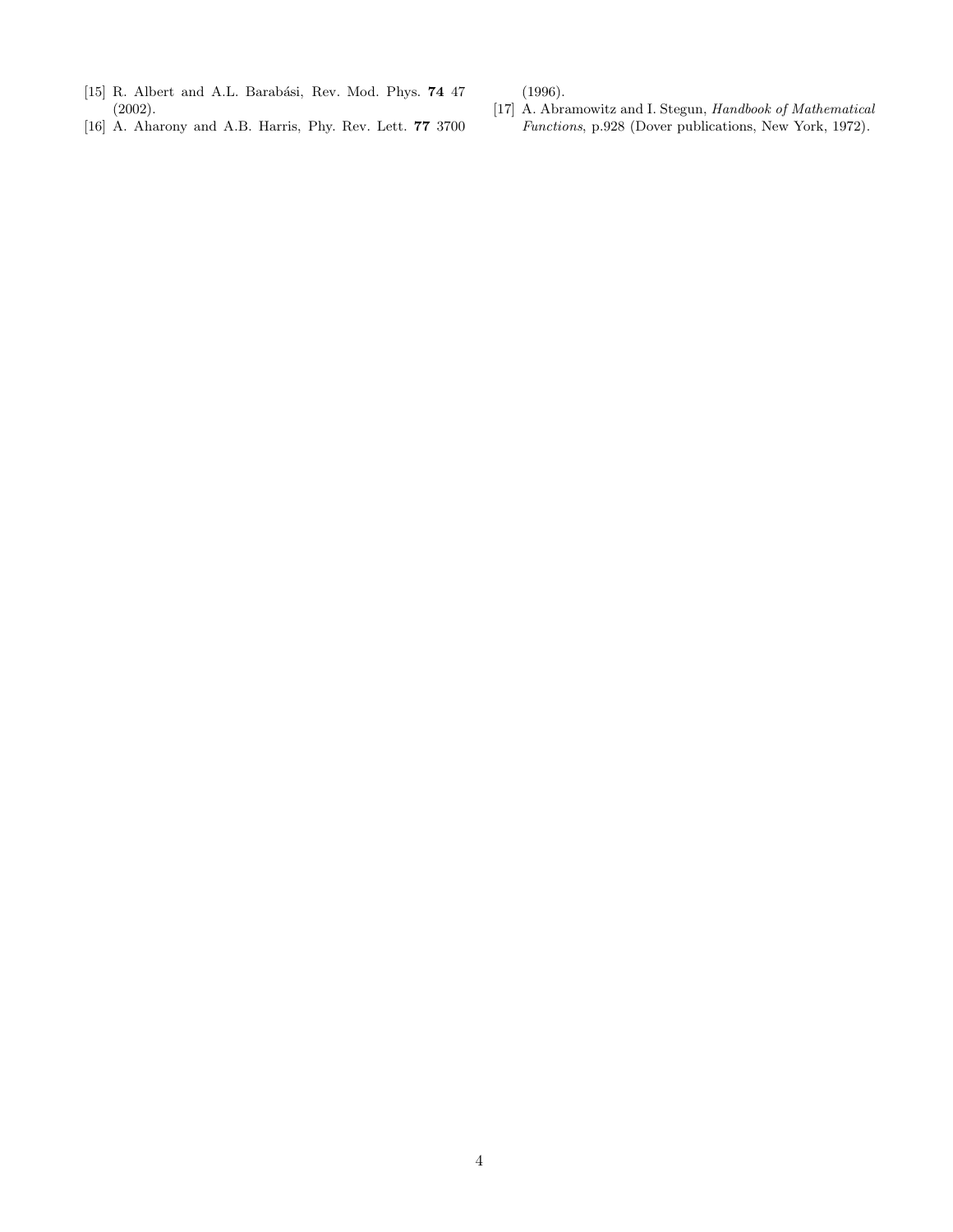[15] R. Albert and A.L. Barabási, Rev. Mod. Phys. **74** 47 (2002).

[16] A. Aharony and A.B. Harris, Phy. Rev. Lett. **77** 3700 (1996).

[17] A. Abramowitz and I. Stegun, *Handbook of Mathematical Functions*, p.928 (Dover publications, New York, 1972).